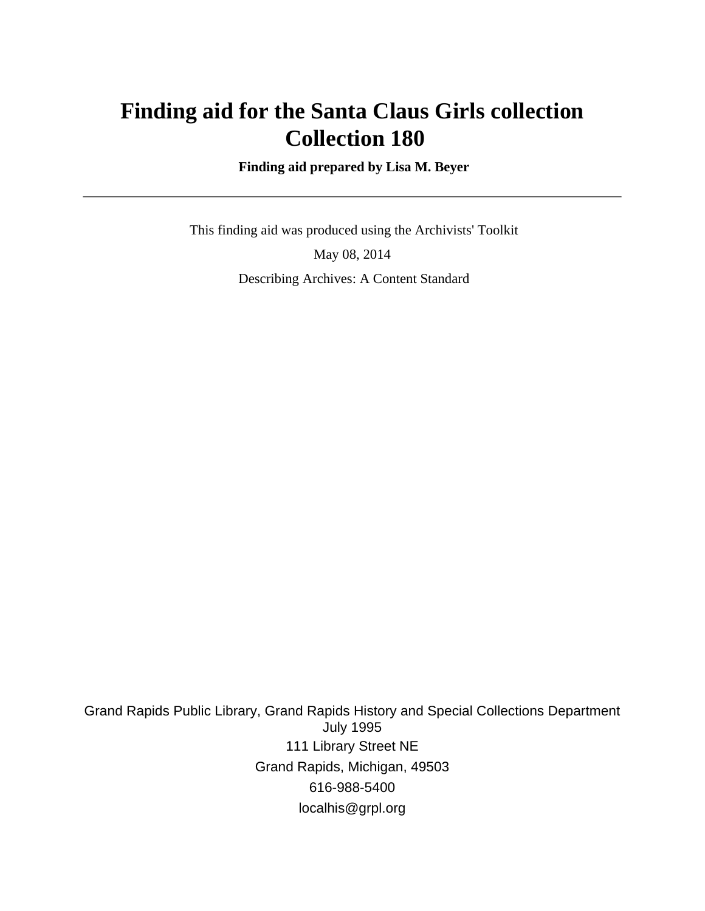# Finding aid for the Santa Claus Girls collection
# Collection 180

**Finding aid prepared by Lisa M. Beyer**

---

This finding aid was produced using the Archivists' Toolkit

May 08, 2014

Describing Archives: A Content Standard

Grand Rapids Public Library, Grand Rapids History and Special Collections Department
July 1995
111 Library Street NE
Grand Rapids, Michigan, 49503
616-988-5400
localhis@grpl.org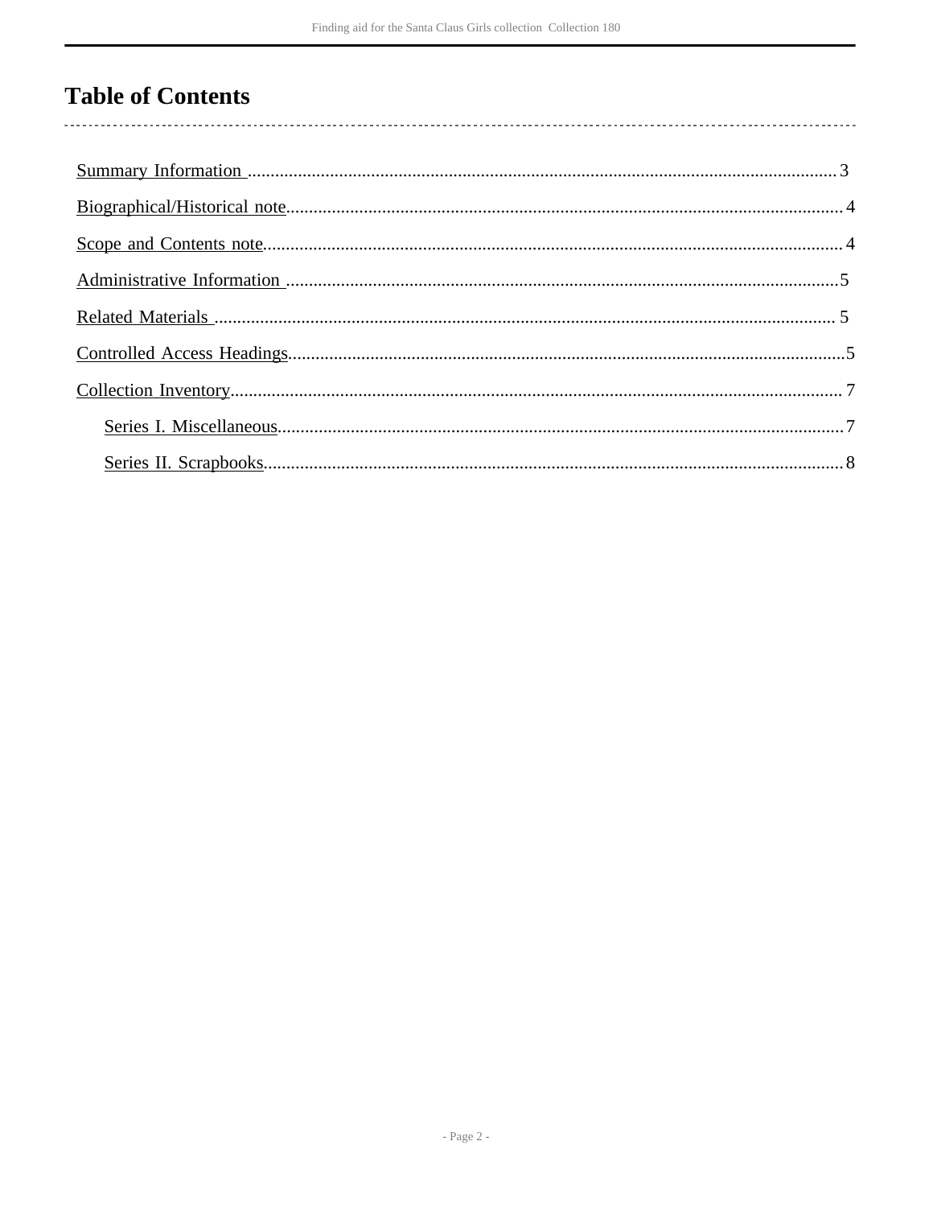# Table of Contents

Summary Information .......... 3

Biographical/Historical note .......... 4

Scope and Contents note .......... 4

Administrative Information .......... 5

Related Materials .......... 5

Controlled Access Headings .......... 5

Collection Inventory .......... 7

- Series I. Miscellaneous .......... 7
- Series II. Scrapbooks .......... 8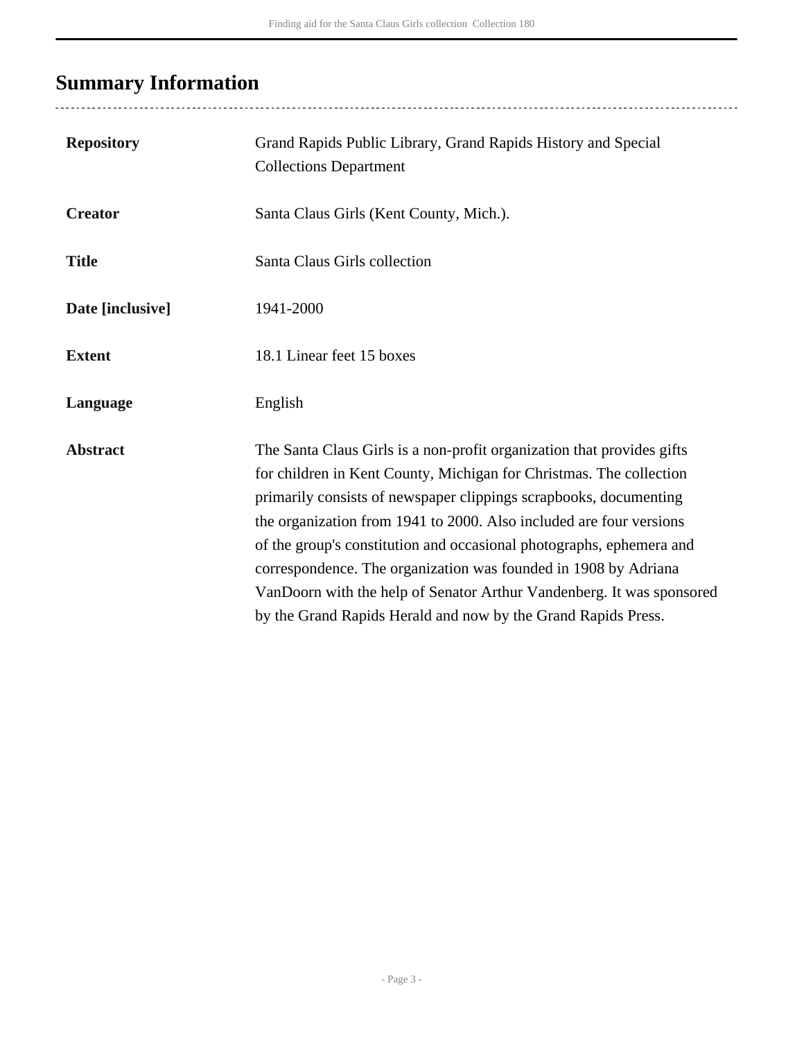## Summary Information

| | |
|---|---|
| **Repository** | Grand Rapids Public Library, Grand Rapids History and Special Collections Department |
| **Creator** | Santa Claus Girls (Kent County, Mich.). |
| **Title** | Santa Claus Girls collection |
| **Date [inclusive]** | 1941-2000 |
| **Extent** | 18.1 Linear feet 15 boxes |
| **Language** | English |
| **Abstract** | The Santa Claus Girls is a non-profit organization that provides gifts for children in Kent County, Michigan for Christmas. The collection primarily consists of newspaper clippings scrapbooks, documenting the organization from 1941 to 2000. Also included are four versions of the group's constitution and occasional photographs, ephemera and correspondence. The organization was founded in 1908 by Adriana VanDoorn with the help of Senator Arthur Vandenberg. It was sponsored by the Grand Rapids Herald and now by the Grand Rapids Press. |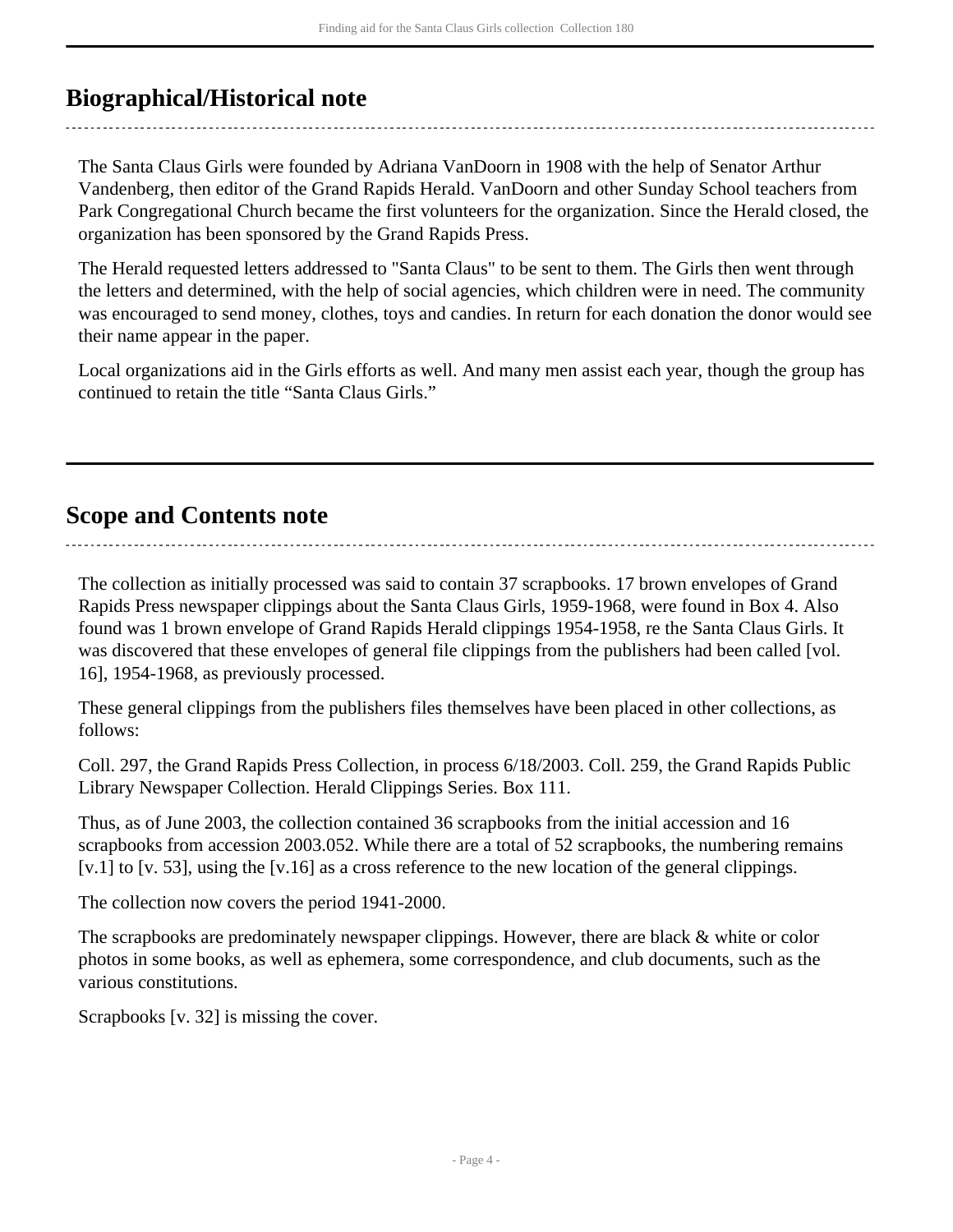## Biographical/Historical note

The Santa Claus Girls were founded by Adriana VanDoorn in 1908 with the help of Senator Arthur Vandenberg, then editor of the Grand Rapids Herald. VanDoorn and other Sunday School teachers from Park Congregational Church became the first volunteers for the organization. Since the Herald closed, the organization has been sponsored by the Grand Rapids Press.

The Herald requested letters addressed to "Santa Claus" to be sent to them. The Girls then went through the letters and determined, with the help of social agencies, which children were in need. The community was encouraged to send money, clothes, toys and candies. In return for each donation the donor would see their name appear in the paper.

Local organizations aid in the Girls efforts as well. And many men assist each year, though the group has continued to retain the title "Santa Claus Girls."

## Scope and Contents note

The collection as initially processed was said to contain 37 scrapbooks. 17 brown envelopes of Grand Rapids Press newspaper clippings about the Santa Claus Girls, 1959-1968, were found in Box 4. Also found was 1 brown envelope of Grand Rapids Herald clippings 1954-1958, re the Santa Claus Girls. It was discovered that these envelopes of general file clippings from the publishers had been called [vol. 16], 1954-1968, as previously processed.

These general clippings from the publishers files themselves have been placed in other collections, as follows:

Coll. 297, the Grand Rapids Press Collection, in process 6/18/2003. Coll. 259, the Grand Rapids Public Library Newspaper Collection. Herald Clippings Series. Box 111.

Thus, as of June 2003, the collection contained 36 scrapbooks from the initial accession and 16 scrapbooks from accession 2003.052. While there are a total of 52 scrapbooks, the numbering remains [v.1] to [v. 53], using the [v.16] as a cross reference to the new location of the general clippings.

The collection now covers the period 1941-2000.

The scrapbooks are predominately newspaper clippings. However, there are black & white or color photos in some books, as well as ephemera, some correspondence, and club documents, such as the various constitutions.

Scrapbooks [v. 32] is missing the cover.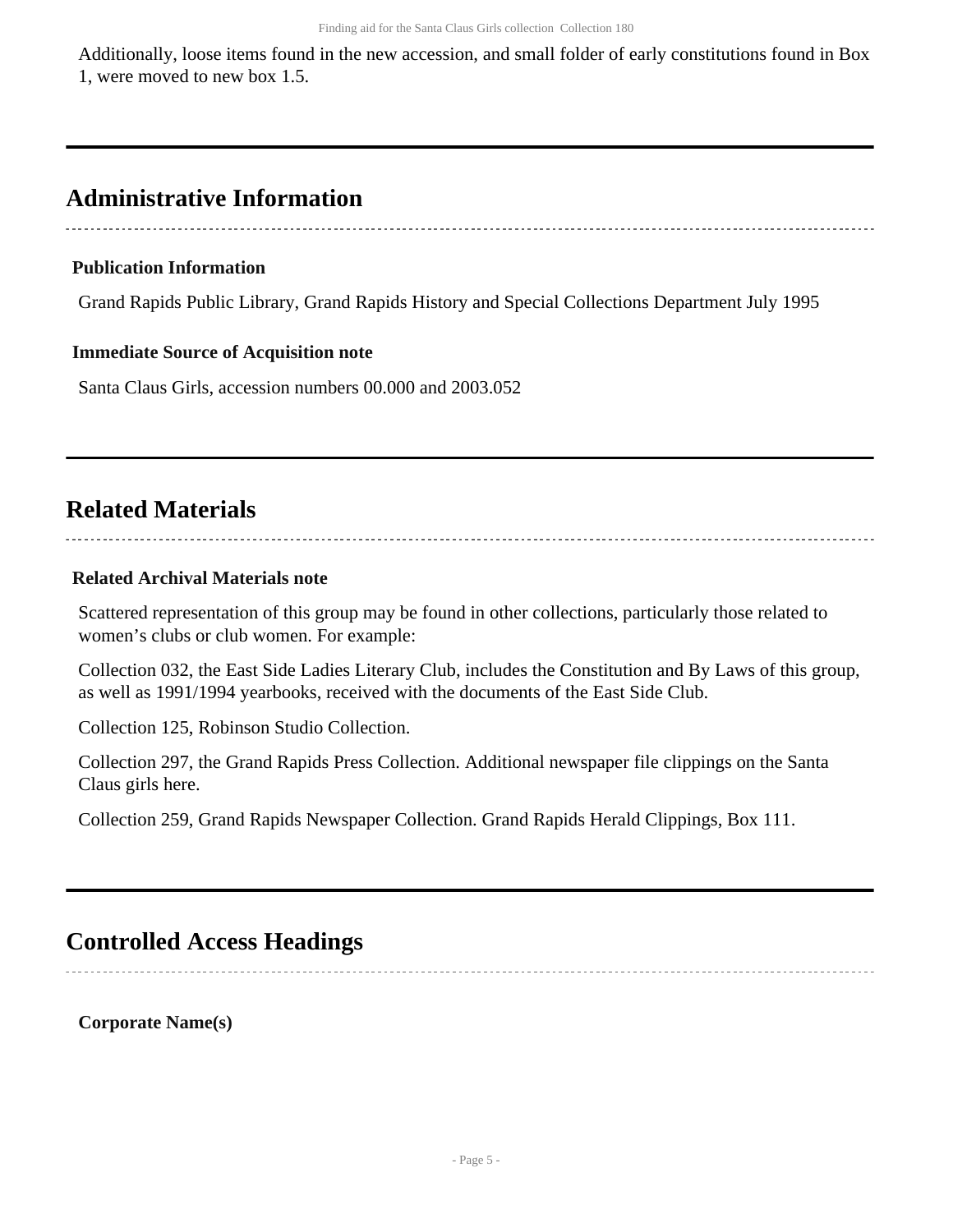Additionally, loose items found in the new accession, and small folder of early constitutions found in Box 1, were moved to new box 1.5.

## Administrative Information

### Publication Information

Grand Rapids Public Library, Grand Rapids History and Special Collections Department July 1995

### Immediate Source of Acquisition note

Santa Claus Girls, accession numbers 00.000 and 2003.052

## Related Materials

### Related Archival Materials note

Scattered representation of this group may be found in other collections, particularly those related to women's clubs or club women. For example:

Collection 032, the East Side Ladies Literary Club, includes the Constitution and By Laws of this group, as well as 1991/1994 yearbooks, received with the documents of the East Side Club.

Collection 125, Robinson Studio Collection.

Collection 297, the Grand Rapids Press Collection. Additional newspaper file clippings on the Santa Claus girls here.

Collection 259, Grand Rapids Newspaper Collection. Grand Rapids Herald Clippings, Box 111.

## Controlled Access Headings

**Corporate Name(s)**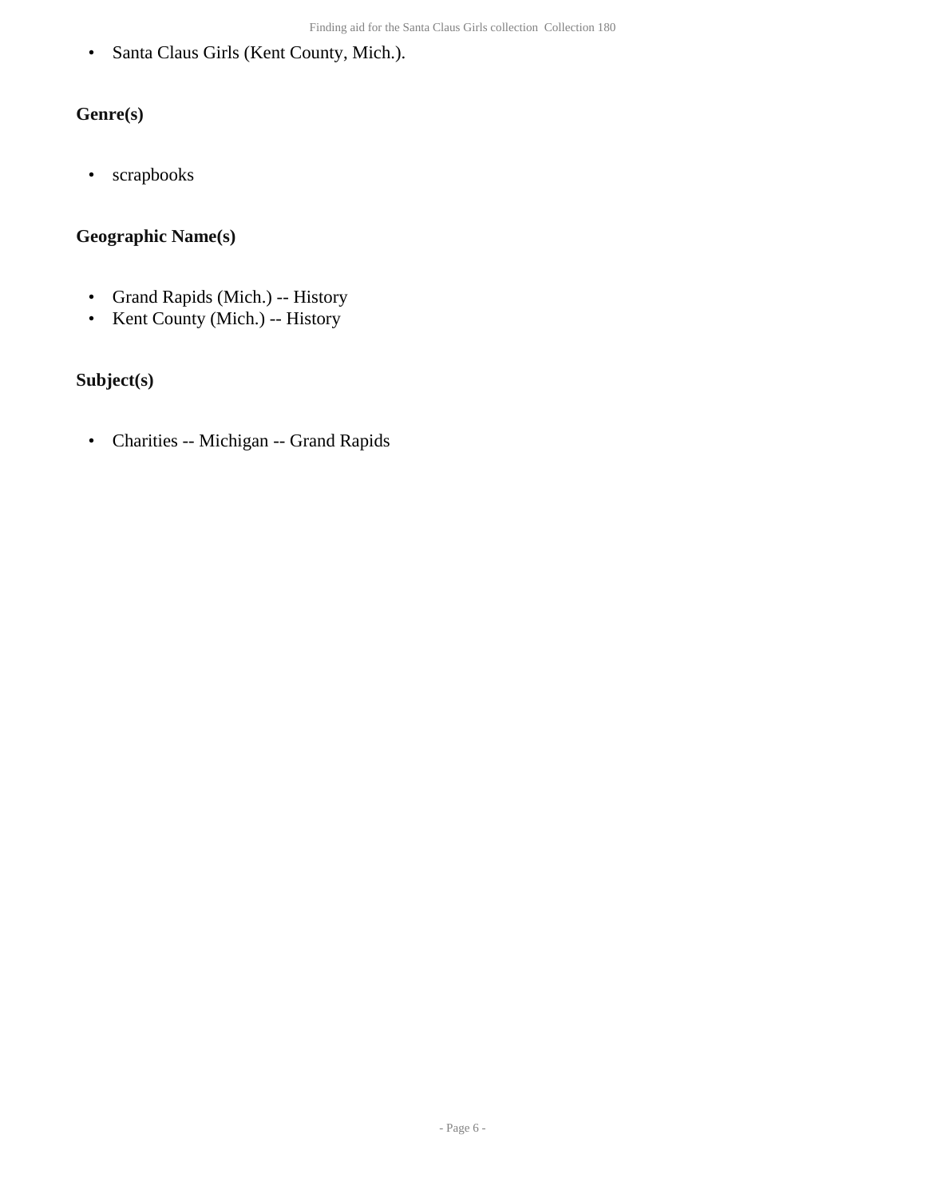- Santa Claus Girls (Kent County, Mich.).

### Genre(s)

- scrapbooks

### Geographic Name(s)

- Grand Rapids (Mich.) -- History
- Kent County (Mich.) -- History

### Subject(s)

- Charities -- Michigan -- Grand Rapids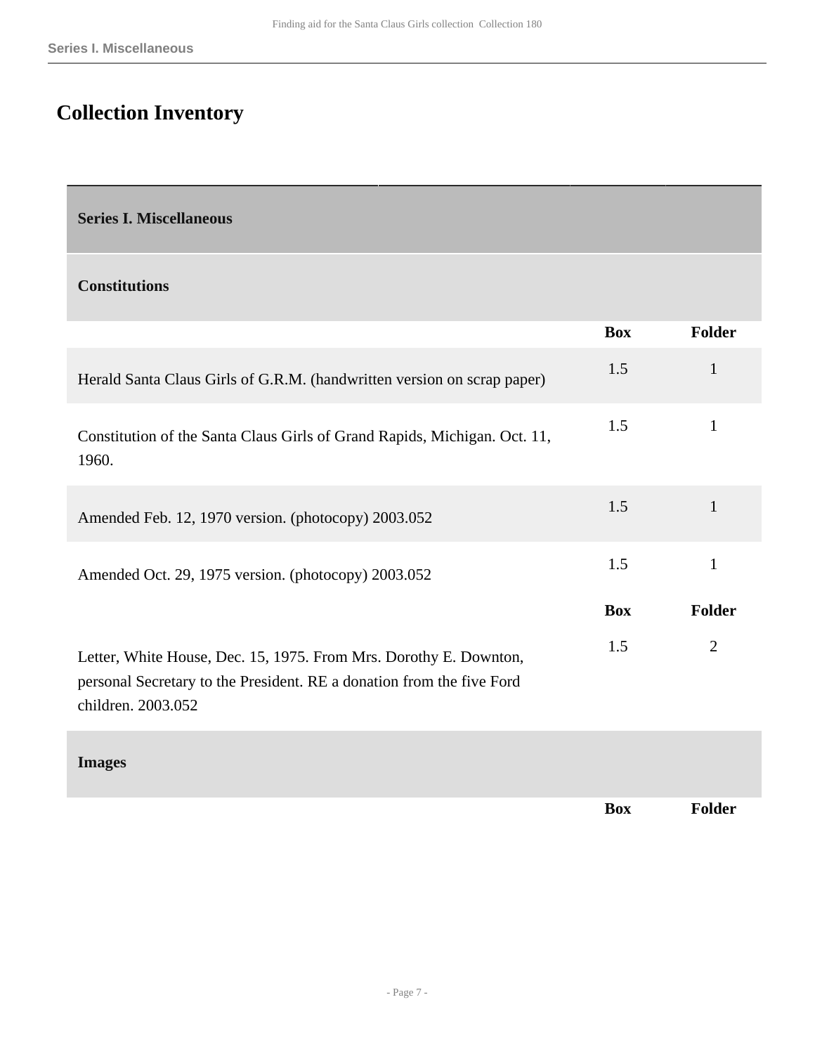# Collection Inventory

## Series I. Miscellaneous

### Constitutions

| | Box | Folder |
|---|---|---|
| Herald Santa Claus Girls of G.R.M. (handwritten version on scrap paper) | 1.5 | 1 |
| Constitution of the Santa Claus Girls of Grand Rapids, Michigan. Oct. 11, 1960. | 1.5 | 1 |
| Amended Feb. 12, 1970 version. (photocopy) 2003.052 | 1.5 | 1 |
| Amended Oct. 29, 1975 version. (photocopy) 2003.052 | 1.5 | 1 |

| | Box | Folder |
|---|---|---|
| Letter, White House, Dec. 15, 1975. From Mrs. Dorothy E. Downton, personal Secretary to the President. RE a donation from the five Ford children. 2003.052 | 1.5 | 2 |

### Images

| | Box | Folder |
|---|---|---|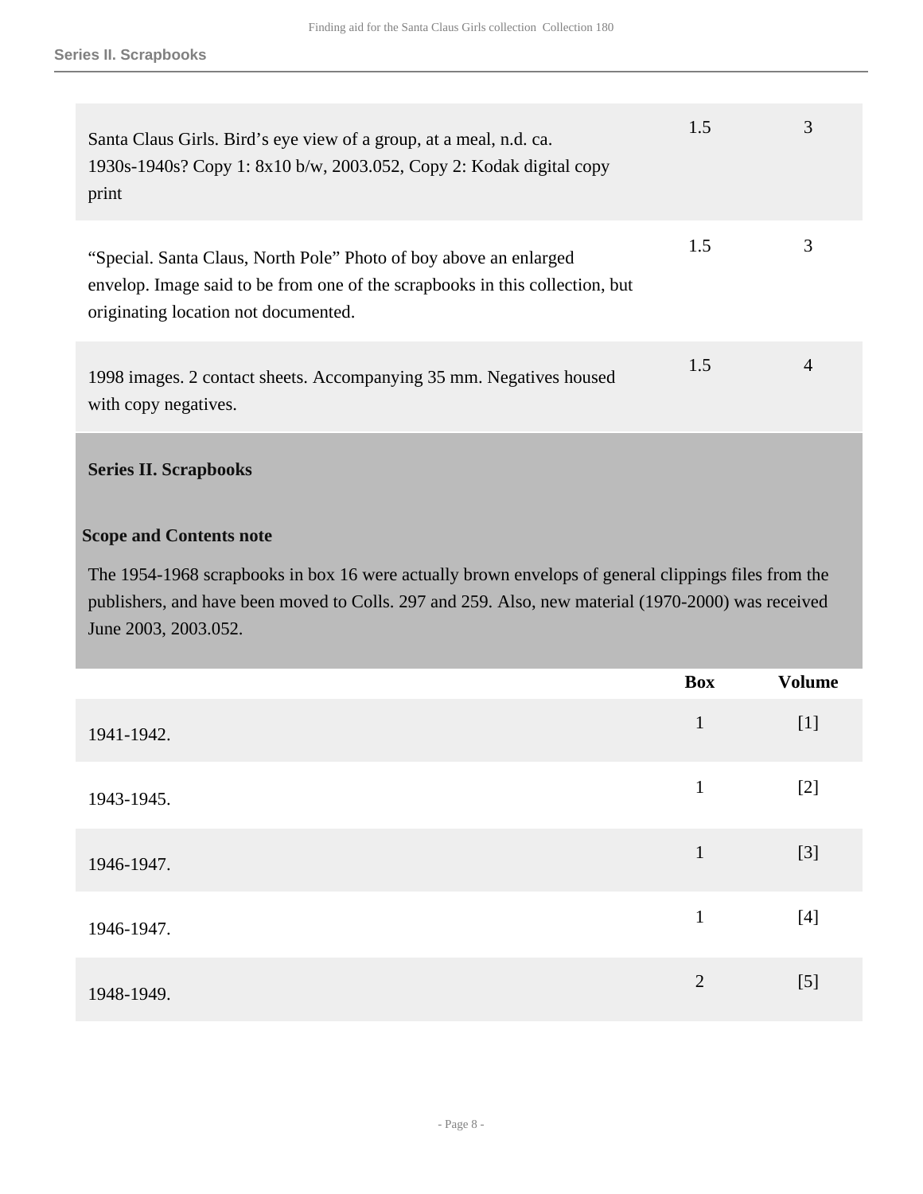| | | |
|---|---|---|
| Santa Claus Girls. Bird’s eye view of a group, at a meal, n.d. ca. 1930s-1940s? Copy 1: 8x10 b/w, 2003.052, Copy 2: Kodak digital copy print | 1.5 | 3 |
| “Special. Santa Claus, North Pole” Photo of boy above an enlarged envelop. Image said to be from one of the scrapbooks in this collection, but originating location not documented. | 1.5 | 3 |
| 1998 images. 2 contact sheets. Accompanying 35 mm. Negatives housed with copy negatives. | 1.5 | 4 |

## Series II. Scrapbooks

**Scope and Contents note**

The 1954-1968 scrapbooks in box 16 were actually brown envelops of general clippings files from the publishers, and have been moved to Colls. 297 and 259. Also, new material (1970-2000) was received June 2003, 2003.052.

| | Box | Volume |
|---|---|---|
| 1941-1942. | 1 | [1] |
| 1943-1945. | 1 | [2] |
| 1946-1947. | 1 | [3] |
| 1946-1947. | 1 | [4] |
| 1948-1949. | 2 | [5] |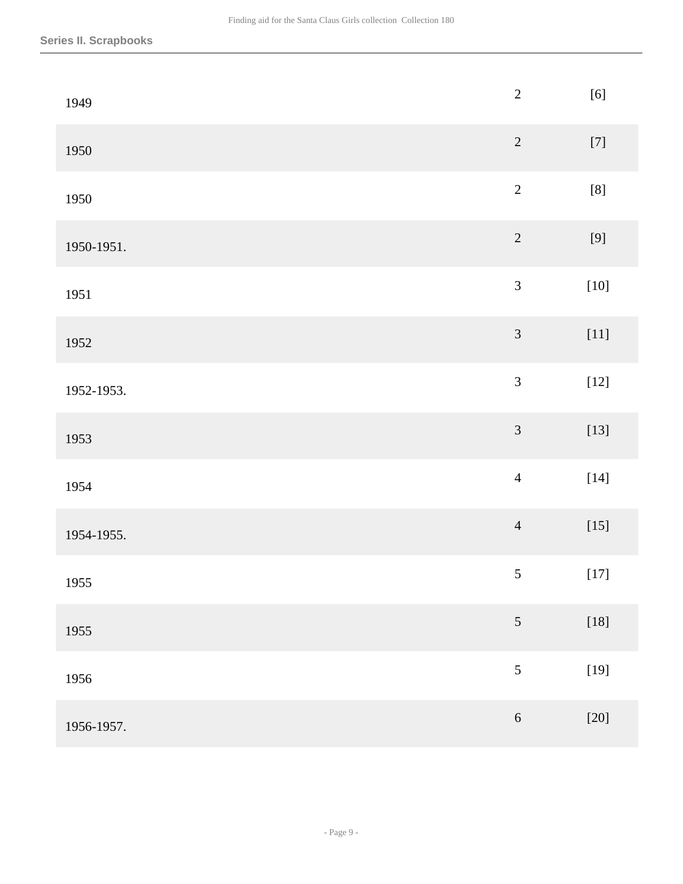## Series II. Scrapbooks

| | | |
|---|---|---|
| 1949 | 2 | [6] |
| 1950 | 2 | [7] |
| 1950 | 2 | [8] |
| 1950-1951. | 2 | [9] |
| 1951 | 3 | [10] |
| 1952 | 3 | [11] |
| 1952-1953. | 3 | [12] |
| 1953 | 3 | [13] |
| 1954 | 4 | [14] |
| 1954-1955. | 4 | [15] |
| 1955 | 5 | [17] |
| 1955 | 5 | [18] |
| 1956 | 5 | [19] |
| 1956-1957. | 6 | [20] |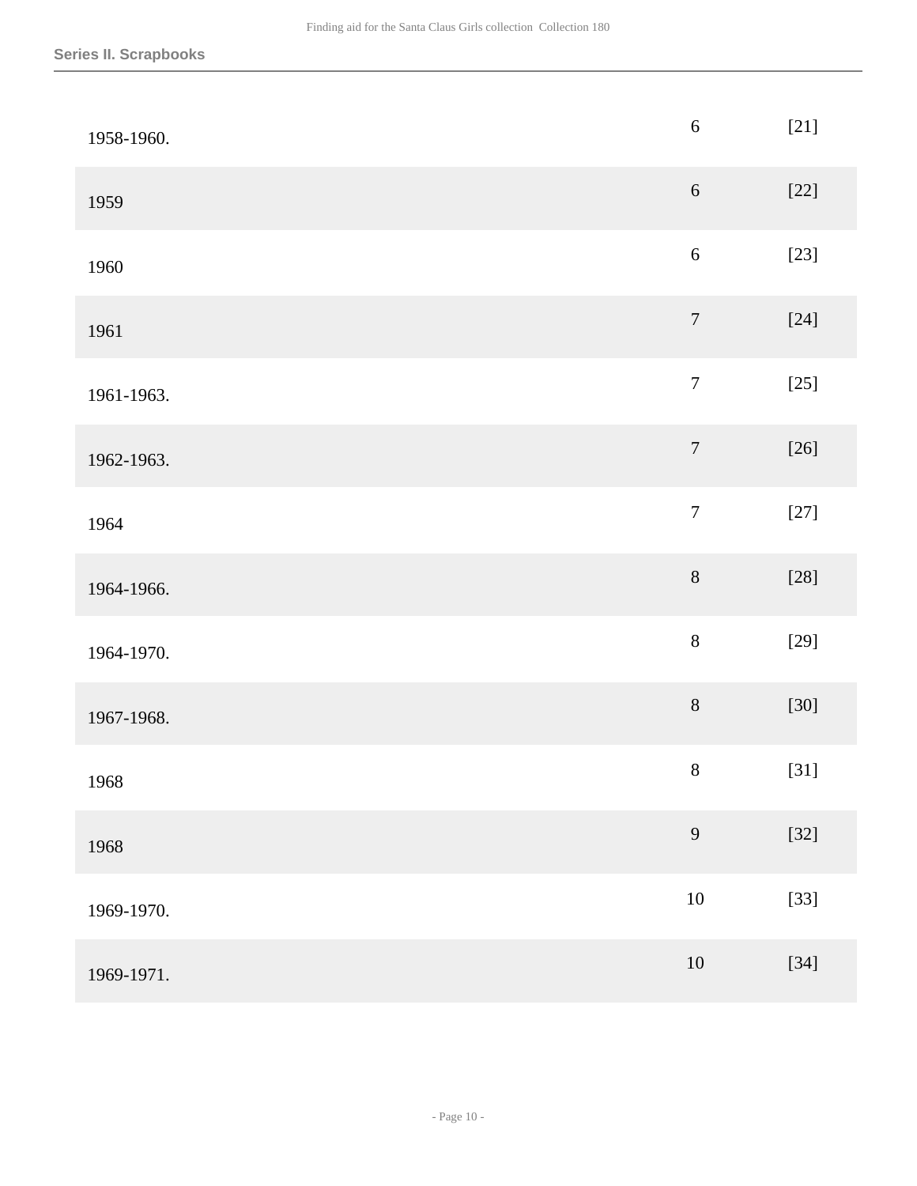**Series II. Scrapbooks**

| | | |
|---|---|---|
| 1958-1960. | 6 | [21] |
| 1959 | 6 | [22] |
| 1960 | 6 | [23] |
| 1961 | 7 | [24] |
| 1961-1963. | 7 | [25] |
| 1962-1963. | 7 | [26] |
| 1964 | 7 | [27] |
| 1964-1966. | 8 | [28] |
| 1964-1970. | 8 | [29] |
| 1967-1968. | 8 | [30] |
| 1968 | 8 | [31] |
| 1968 | 9 | [32] |
| 1969-1970. | 10 | [33] |
| 1969-1971. | 10 | [34] |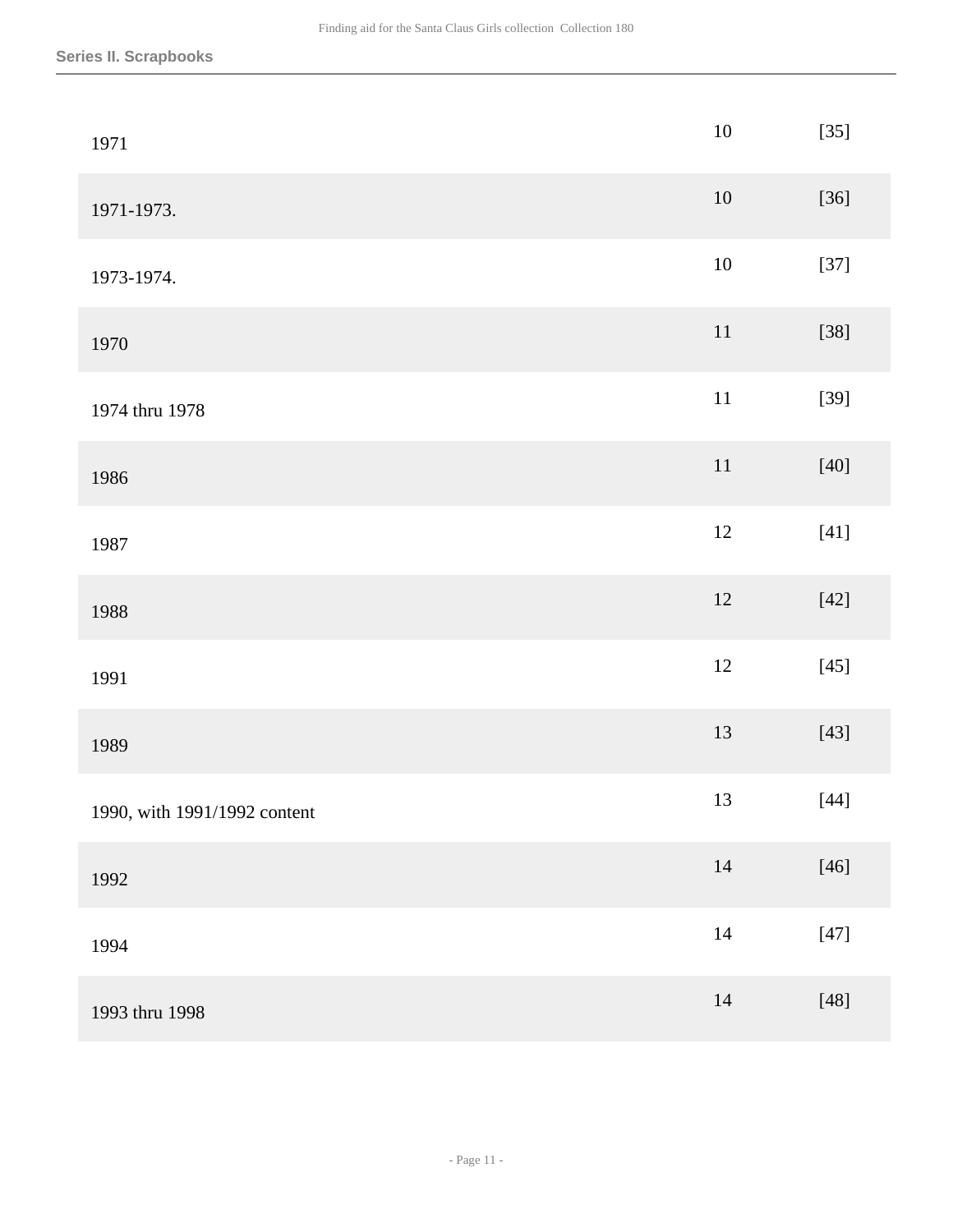| | | |
|---|---|---|
| 1971 | 10 | [35] |
| 1971-1973. | 10 | [36] |
| 1973-1974. | 10 | [37] |
| 1970 | 11 | [38] |
| 1974 thru 1978 | 11 | [39] |
| 1986 | 11 | [40] |
| 1987 | 12 | [41] |
| 1988 | 12 | [42] |
| 1991 | 12 | [45] |
| 1989 | 13 | [43] |
| 1990, with 1991/1992 content | 13 | [44] |
| 1992 | 14 | [46] |
| 1994 | 14 | [47] |
| 1993 thru 1998 | 14 | [48] |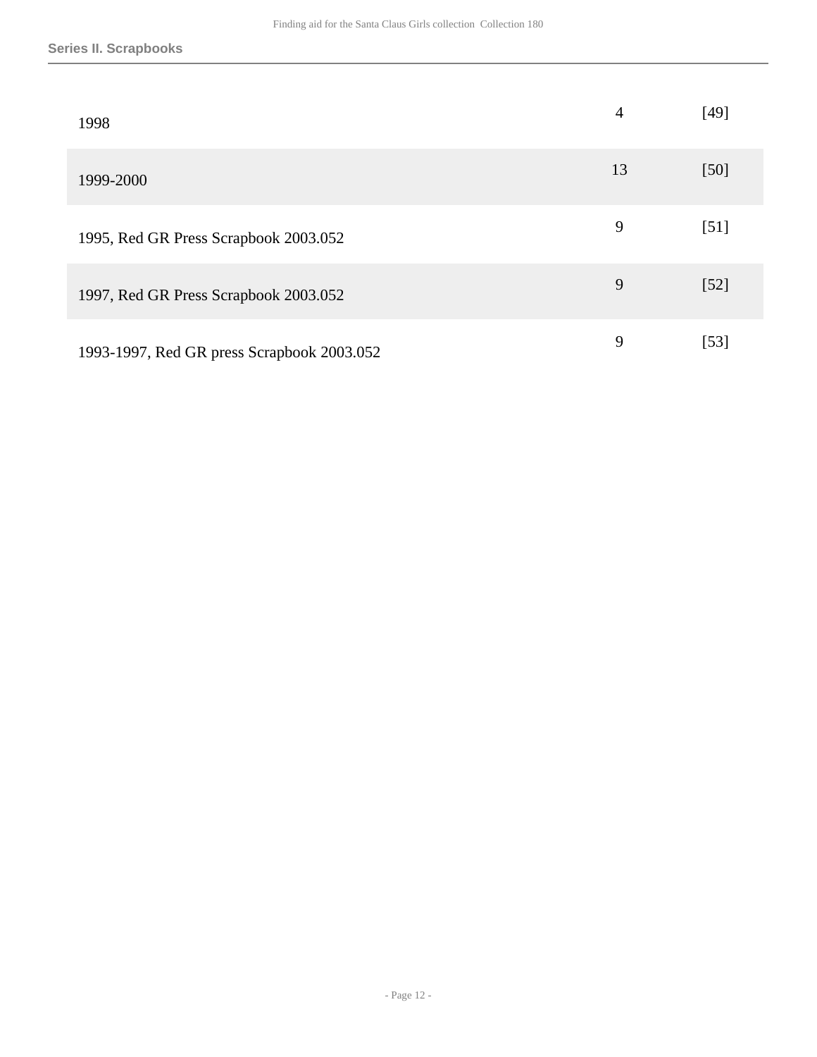| | | |
|---|---|---|
| 1998 | 4 | [49] |
| 1999-2000 | 13 | [50] |
| 1995, Red GR Press Scrapbook 2003.052 | 9 | [51] |
| 1997, Red GR Press Scrapbook 2003.052 | 9 | [52] |
| 1993-1997, Red GR press Scrapbook 2003.052 | 9 | [53] |